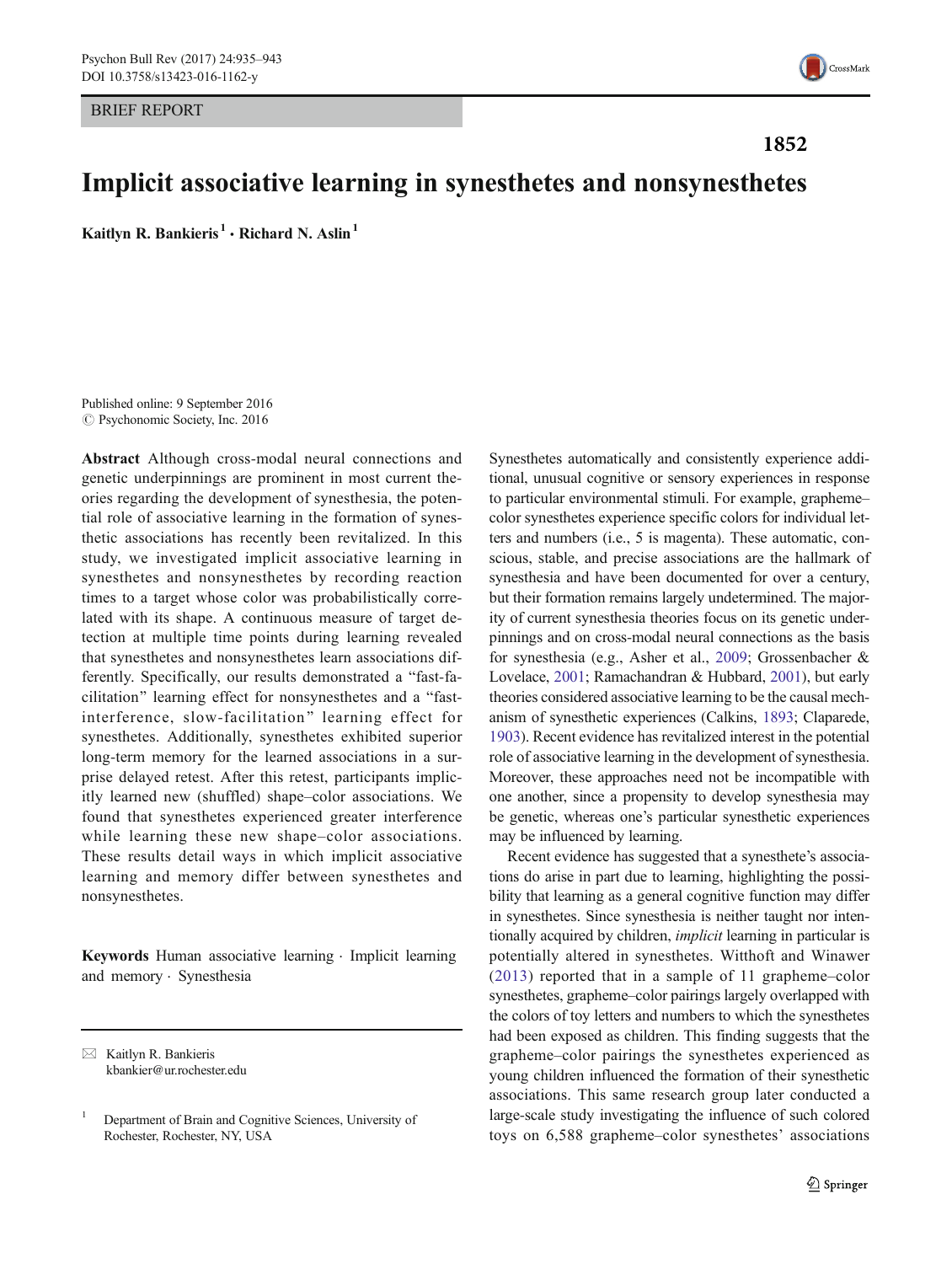BRIEF REPORT

1852

# Implicit associative learning in synesthetes and nonsynesthetes

**Kaitlyn R. Bankieris**[1] **· Richard N. Aslin**[1]

Published online: 9 September 2016
© Psychonomic Society, Inc. 2016

**Abstract** Although cross-modal neural connections and genetic underpinnings are prominent in most current theories regarding the development of synesthesia, the potential role of associative learning in the formation of synesthetic associations has recently been revitalized. In this study, we investigated implicit associative learning in synesthetes and nonsynesthetes by recording reaction times to a target whose color was probabilistically correlated with its shape. A continuous measure of target detection at multiple time points during learning revealed that synesthetes and nonsynesthetes learn associations differently. Specifically, our results demonstrated a "fast-facilitation" learning effect for nonsynesthetes and a "fast-interference, slow-facilitation" learning effect for synesthetes. Additionally, synesthetes exhibited superior long-term memory for the learned associations in a surprise delayed retest. After this retest, participants implicitly learned new (shuffled) shape–color associations. We found that synesthetes experienced greater interference while learning these new shape–color associations. These results detail ways in which implicit associative learning and memory differ between synesthetes and nonsynesthetes.

**Keywords** Human associative learning · Implicit learning and memory · Synesthesia

✉ Kaitlyn R. Bankieris
kbankier@ur.rochester.edu

[1] Department of Brain and Cognitive Sciences, University of Rochester, Rochester, NY, USA

Synesthetes automatically and consistently experience additional, unusual cognitive or sensory experiences in response to particular environmental stimuli. For example, grapheme–color synesthetes experience specific colors for individual letters and numbers (i.e., 5 is magenta). These automatic, conscious, stable, and precise associations are the hallmark of synesthesia and have been documented for over a century, but their formation remains largely undetermined. The majority of current synesthesia theories focus on its genetic underpinnings and on cross-modal neural connections as the basis for synesthesia (e.g., Asher et al., 2009; Grossenbacher & Lovelace, 2001; Ramachandran & Hubbard, 2001), but early theories considered associative learning to be the causal mechanism of synesthetic experiences (Calkins, 1893; Claparede, 1903). Recent evidence has revitalized interest in the potential role of associative learning in the development of synesthesia. Moreover, these approaches need not be incompatible with one another, since a propensity to develop synesthesia may be genetic, whereas one's particular synesthetic experiences may be influenced by learning.

Recent evidence has suggested that a synesthete's associations do arise in part due to learning, highlighting the possibility that learning as a general cognitive function may differ in synesthetes. Since synesthesia is neither taught nor intentionally acquired by children, *implicit* learning in particular is potentially altered in synesthetes. Witthoft and Winawer (2013) reported that in a sample of 11 grapheme–color synesthetes, grapheme–color pairings largely overlapped with the colors of toy letters and numbers to which the synesthetes had been exposed as children. This finding suggests that the grapheme–color pairings the synesthetes experienced as young children influenced the formation of their synesthetic associations. This same research group later conducted a large-scale study investigating the influence of such colored toys on 6,588 grapheme–color synesthetes' associations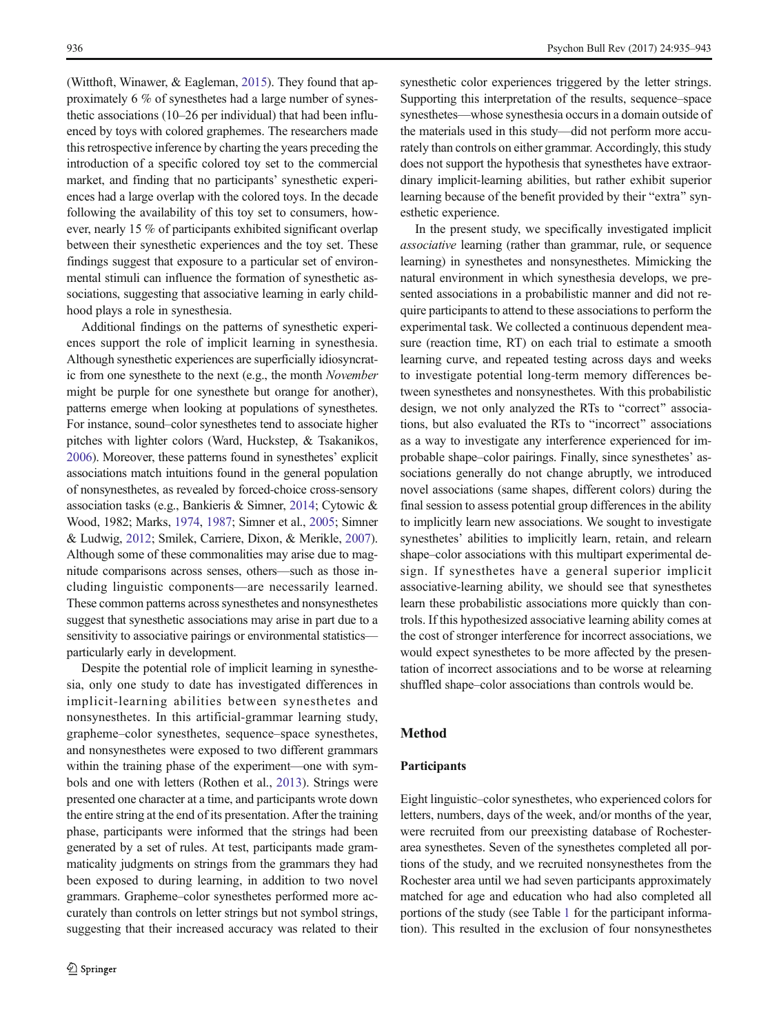(Witthoft, Winawer, & Eagleman, 2015). They found that approximately 6 % of synesthetes had a large number of synesthetic associations (10–26 per individual) that had been influenced by toys with colored graphemes. The researchers made this retrospective inference by charting the years preceding the introduction of a specific colored toy set to the commercial market, and finding that no participants' synesthetic experiences had a large overlap with the colored toys. In the decade following the availability of this toy set to consumers, however, nearly 15 % of participants exhibited significant overlap between their synesthetic experiences and the toy set. These findings suggest that exposure to a particular set of environmental stimuli can influence the formation of synesthetic associations, suggesting that associative learning in early childhood plays a role in synesthesia.

Additional findings on the patterns of synesthetic experiences support the role of implicit learning in synesthesia. Although synesthetic experiences are superficially idiosyncratic from one synesthete to the next (e.g., the month *November* might be purple for one synesthete but orange for another), patterns emerge when looking at populations of synesthetes. For instance, sound–color synesthetes tend to associate higher pitches with lighter colors (Ward, Huckstep, & Tsakanikos, 2006). Moreover, these patterns found in synesthetes' explicit associations match intuitions found in the general population of nonsynesthetes, as revealed by forced-choice cross-sensory association tasks (e.g., Bankieris & Simner, 2014; Cytowic & Wood, 1982; Marks, 1974, 1987; Simner et al., 2005; Simner & Ludwig, 2012; Smilek, Carriere, Dixon, & Merikle, 2007). Although some of these commonalities may arise due to magnitude comparisons across senses, others—such as those including linguistic components—are necessarily learned. These common patterns across synesthetes and nonsynesthetes suggest that synesthetic associations may arise in part due to a sensitivity to associative pairings or environmental statistics—particularly early in development.

Despite the potential role of implicit learning in synesthesia, only one study to date has investigated differences in implicit-learning abilities between synesthetes and nonsynesthetes. In this artificial-grammar learning study, grapheme–color synesthetes, sequence–space synesthetes, and nonsynesthetes were exposed to two different grammars within the training phase of the experiment—one with symbols and one with letters (Rothen et al., 2013). Strings were presented one character at a time, and participants wrote down the entire string at the end of its presentation. After the training phase, participants were informed that the strings had been generated by a set of rules. At test, participants made grammaticality judgments on strings from the grammars they had been exposed to during learning, in addition to two novel grammars. Grapheme–color synesthetes performed more accurately than controls on letter strings but not symbol strings, suggesting that their increased accuracy was related to their synesthetic color experiences triggered by the letter strings. Supporting this interpretation of the results, sequence–space synesthetes—whose synesthesia occurs in a domain outside of the materials used in this study—did not perform more accurately than controls on either grammar. Accordingly, this study does not support the hypothesis that synesthetes have extraordinary implicit-learning abilities, but rather exhibit superior learning because of the benefit provided by their "extra" synesthetic experience.

In the present study, we specifically investigated implicit *associative* learning (rather than grammar, rule, or sequence learning) in synesthetes and nonsynesthetes. Mimicking the natural environment in which synesthesia develops, we presented associations in a probabilistic manner and did not require participants to attend to these associations to perform the experimental task. We collected a continuous dependent measure (reaction time, RT) on each trial to estimate a smooth learning curve, and repeated testing across days and weeks to investigate potential long-term memory differences between synesthetes and nonsynesthetes. With this probabilistic design, we not only analyzed the RTs to "correct" associations, but also evaluated the RTs to "incorrect" associations as a way to investigate any interference experienced for improbable shape–color pairings. Finally, since synesthetes' associations generally do not change abruptly, we introduced novel associations (same shapes, different colors) during the final session to assess potential group differences in the ability to implicitly learn new associations. We sought to investigate synesthetes' abilities to implicitly learn, retain, and relearn shape–color associations with this multipart experimental design. If synesthetes have a general superior implicit associative-learning ability, we should see that synesthetes learn these probabilistic associations more quickly than controls. If this hypothesized associative learning ability comes at the cost of stronger interference for incorrect associations, we would expect synesthetes to be more affected by the presentation of incorrect associations and to be worse at relearning shuffled shape–color associations than controls would be.

## Method

### Participants

Eight linguistic–color synesthetes, who experienced colors for letters, numbers, days of the week, and/or months of the year, were recruited from our preexisting database of Rochester-area synesthetes. Seven of the synesthetes completed all portions of the study, and we recruited nonsynesthetes from the Rochester area until we had seven participants approximately matched for age and education who had also completed all portions of the study (see Table 1 for the participant information). This resulted in the exclusion of four nonsynesthetes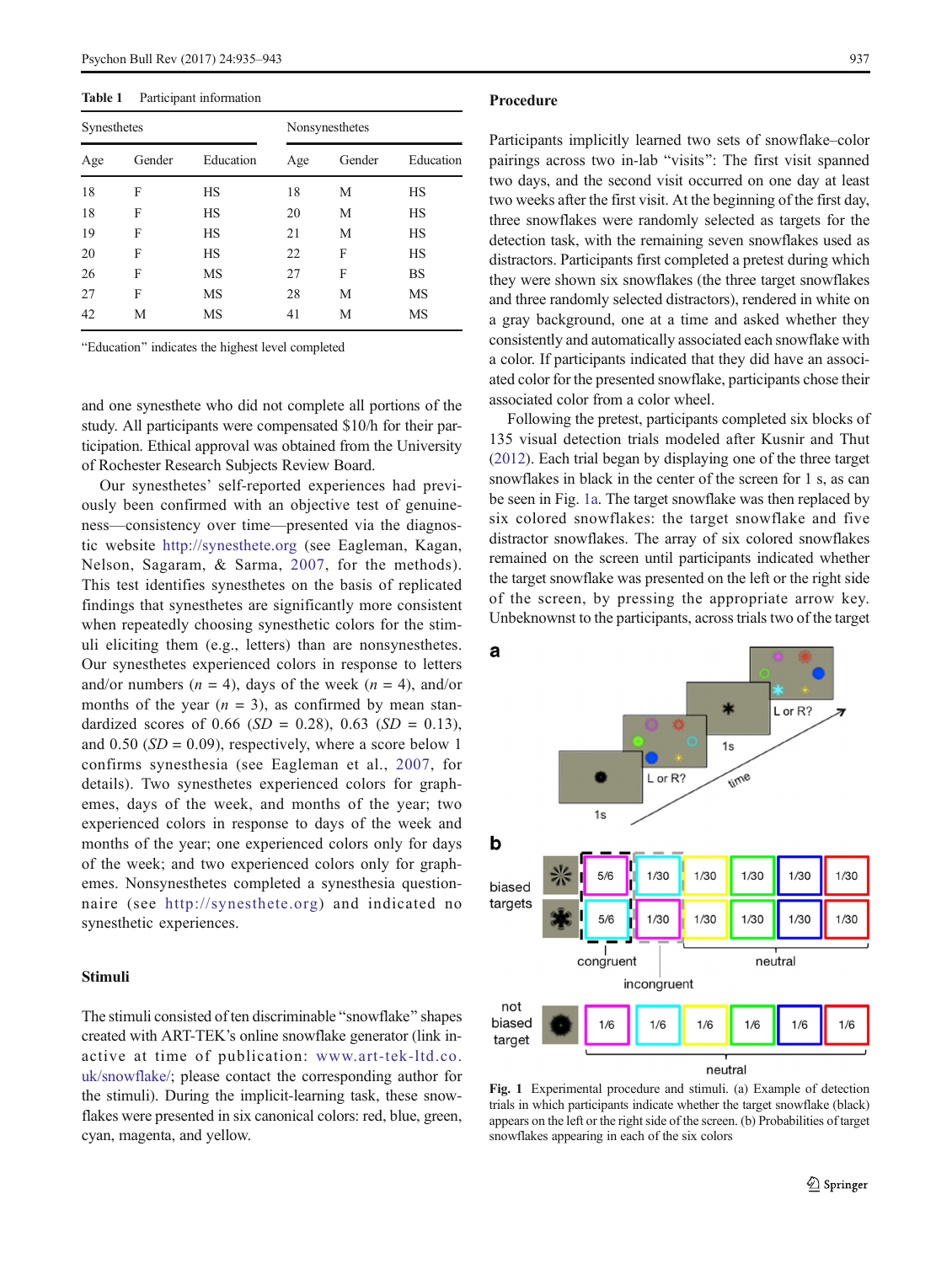**Table 1** Participant information

| Synesthetes | | | Nonsynesthetes | | |
|---|---|---|---|---|---|
| Age | Gender | Education | Age | Gender | Education |
| 18 | F | HS | 18 | M | HS |
| 18 | F | HS | 20 | M | HS |
| 19 | F | HS | 21 | M | HS |
| 20 | F | HS | 22 | F | HS |
| 26 | F | MS | 27 | F | BS |
| 27 | F | MS | 28 | M | MS |
| 42 | M | MS | 41 | M | MS |

"Education" indicates the highest level completed

and one synesthete who did not complete all portions of the study. All participants were compensated $10/h for their participation. Ethical approval was obtained from the University of Rochester Research Subjects Review Board.

Our synesthetes' self-reported experiences had previously been confirmed with an objective test of genuineness—consistency over time—presented via the diagnostic website http://synesthete.org (see Eagleman, Kagan, Nelson, Sagaram, & Sarma, 2007, for the methods). This test identifies synesthetes on the basis of replicated findings that synesthetes are significantly more consistent when repeatedly choosing synesthetic colors for the stimuli eliciting them (e.g., letters) than are nonsynesthetes. Our synesthetes experienced colors in response to letters and/or numbers ($n = 4$), days of the week ($n = 4$), and/or months of the year ($n = 3$), as confirmed by mean standardized scores of 0.66 ($SD = 0.28$), 0.63 ($SD = 0.13$), and 0.50 ($SD = 0.09$), respectively, where a score below 1 confirms synesthesia (see Eagleman et al., 2007, for details). Two synesthetes experienced colors for graphemes, days of the week, and months of the year; two experienced colors in response to days of the week and months of the year; one experienced colors only for days of the week; and two synesthetes experienced colors only for graphemes. Nonsynesthetes completed a synesthesia questionnaire (see http://synesthete.org) and indicated no synesthetic experiences.

## Stimuli

The stimuli consisted of ten discriminable "snowflake" shapes created with ART-TEK's online snowflake generator (link inactive at time of publication: www.art-tek-ltd.co.uk/snowflake/; please contact the corresponding author for the stimuli). During the implicit-learning task, these snowflakes were presented in six canonical colors: red, blue, green, cyan, magenta, and yellow.

## Procedure

Participants implicitly learned two sets of snowflake–color pairings across two in-lab "visits": The first visit spanned two days, and the second visit occurred on one day at least two weeks after the first visit. At the beginning of the first day, three snowflakes were randomly selected as targets for the detection task, with the remaining seven snowflakes used as distractors. Participants first completed a pretest during which they were shown six snowflakes (the three target snowflakes and three randomly selected distractors), rendered in white on a gray background, one at a time and asked whether they consistently and automatically associated each snowflake with a color. If participants indicated that they did have an associated color for the presented snowflake, participants chose their associated color from a color wheel.

Following the pretest, participants completed six blocks of 135 visual detection trials modeled after Kusnir and Thut (2012). Each trial began by displaying one of the three target snowflakes in black in the center of the screen for 1 s, as can be seen in Fig. 1a. The target snowflake was then replaced by six colored snowflakes: the target snowflake and five distractor snowflakes. The array of six colored snowflakes remained on the screen until participants indicated whether the target snowflake was presented on the left or the right side of the screen, by pressing the appropriate arrow key. Unbeknownst to the participants, across trials two of the target

**Fig. 1** Experimental procedure and stimuli. (a) Example of detection trials in which participants indicate whether the target snowflake (black) appears on the left or the right side of the screen. (b) Probabilities of target snowflakes appearing in each of the six colors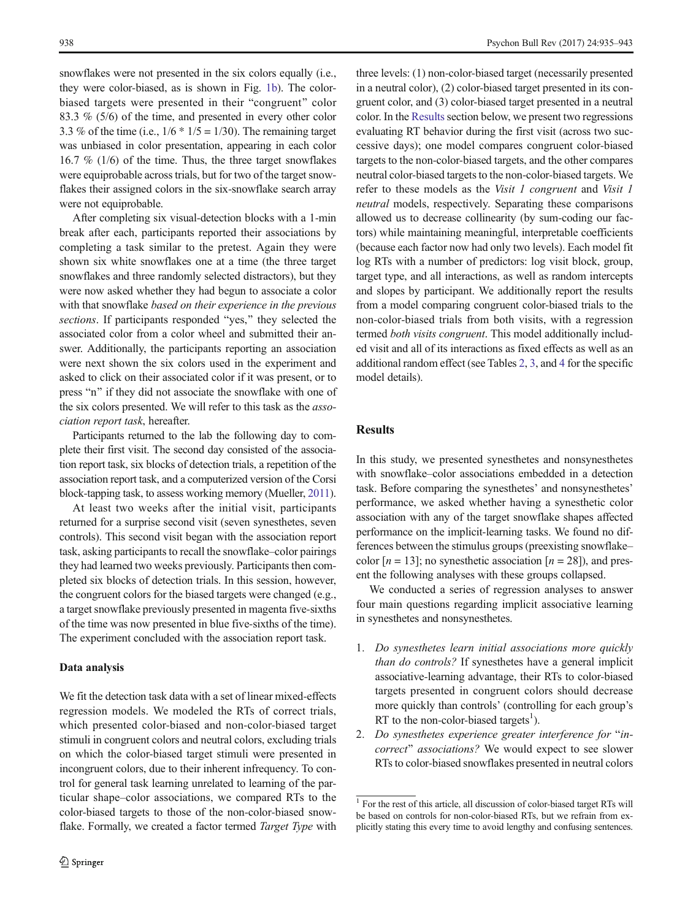snowflakes were not presented in the six colors equally (i.e., they were color-biased, as is shown in Fig. 1b). The color-biased targets were presented in their "congruent" color 83.3 % (5/6) of the time, and presented in every other color 3.3 % of the time (i.e., $1/6 * 1/5 = 1/30$). The remaining target was unbiased in color presentation, appearing in each color 16.7 % (1/6) of the time. Thus, the three target snowflakes were equiprobable across trials, but for two of the target snowflakes their assigned colors in the six-snowflake search array were not equiprobable.

After completing six visual-detection blocks with a 1-min break after each, participants reported their associations by completing a task similar to the pretest. Again they were shown six white snowflakes one at a time (the three target snowflakes and three randomly selected distractors), but they were now asked whether they had begun to associate a color with that snowflake *based on their experience in the previous sections*. If participants responded "yes," they selected the associated color from a color wheel and submitted their answer. Additionally, the participants reporting an association were next shown the six colors used in the experiment and asked to click on their associated color if it was present, or to press "n" if they did not associate the snowflake with one of the six colors presented. We will refer to this task as the *association report task*, hereafter.

Participants returned to the lab the following day to complete their first visit. The second day consisted of the association report task, six blocks of detection trials, a repetition of the association report task, and a computerized version of the Corsi block-tapping task, to assess working memory (Mueller, 2011).

At least two weeks after the initial visit, participants returned for a surprise second visit (seven synesthetes, seven controls). This second visit began with the association report task, asking participants to recall the snowflake–color pairings they had learned two weeks previously. Participants then completed six blocks of detection trials. In this session, however, the congruent colors for the biased targets were changed (e.g., a target snowflake previously presented in magenta five-sixths of the time was now presented in blue five-sixths of the time). The experiment concluded with the association report task.

### Data analysis

We fit the detection task data with a set of linear mixed-effects regression models. We modeled the RTs of correct trials, which presented color-biased and non-color-biased target stimuli in congruent colors and neutral colors, excluding trials on which the color-biased target stimuli were presented in incongruent colors, due to their inherent infrequency. To control for general task learning unrelated to learning of the particular shape–color associations, we compared RTs to the color-biased targets to those of the non-color-biased snowflake. Formally, we created a factor termed *Target Type* with three levels: (1) non-color-biased target (necessarily presented in a neutral color), (2) color-biased target presented in its congruent color, and (3) color-biased target presented in a neutral color. In the Results section below, we present two regressions evaluating RT behavior during the first visit (across two successive days); one model compares congruent color-biased targets to the non-color-biased targets, and the other compares neutral color-biased targets to the non-color-biased targets. We refer to these models as the *Visit 1 congruent* and *Visit 1 neutral* models, respectively. Separating these comparisons allowed us to decrease collinearity (by sum-coding our factors) while maintaining meaningful, interpretable coefficients (because each factor now had only two levels). Each model fit log RTs with a number of predictors: log visit block, group, target type, and all interactions, as well as random intercepts and slopes by participant. We additionally report the results from a model comparing congruent color-biased trials to the non-color-biased trials from both visits, with a regression termed *both visits congruent*. This model additionally included visit and all of its interactions as fixed effects as well as an additional random effect (see Tables 2, 3, and 4 for the specific model details).

## Results

In this study, we presented synesthetes and nonsynesthetes with snowflake–color associations embedded in a detection task. Before comparing the synesthetes' and nonsynesthetes' performance, we asked whether having a synesthetic color association with any of the target snowflake shapes affected performance on the implicit-learning tasks. We found no differences between the stimulus groups (preexisting snowflake–color [$n = 13$]; no synesthetic association [$n = 28$]), and present the following analyses with these groups collapsed.

We conducted a series of regression analyses to answer four main questions regarding implicit associative learning in synesthetes and nonsynesthetes.

1. *Do synesthetes learn initial associations more quickly than do controls?* If synesthetes have a general implicit associative-learning advantage, their RTs to color-biased targets presented in congruent colors should decrease more quickly than controls' (controlling for each group's RT to the non-color-biased targets[1]).
2. *Do synesthetes experience greater interference for "incorrect" associations?* We would expect to see slower RTs to color-biased snowflakes presented in neutral colors

[1] For the rest of this article, all discussion of color-biased target RTs will be based on controls for non-color-biased RTs, but we refrain from explicitly stating this every time to avoid lengthy and confusing sentences.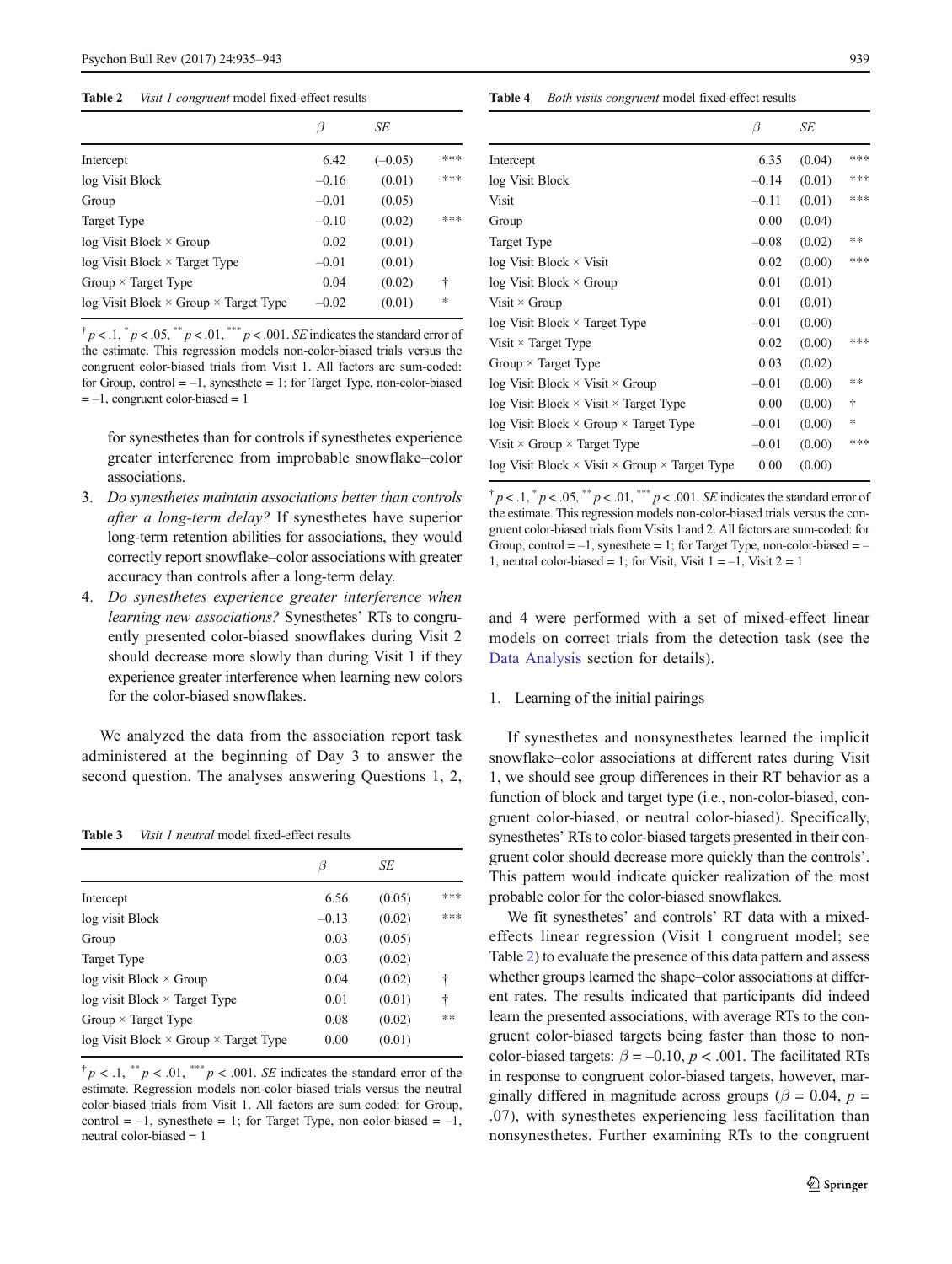**Table 2** *Visit 1 congruent* model fixed-effect results

| | $\beta$ | *SE* | |
|---|---|---|---|
| Intercept | 6.42 | (–0.05) | *** |
| log Visit Block | –0.16 | (0.01) | *** |
| Group | –0.01 | (0.05) | |
| Target Type | –0.10 | (0.02) | *** |
| log Visit Block × Group | 0.02 | (0.01) | |
| log Visit Block × Target Type | –0.01 | (0.01) | |
| Group × Target Type | 0.04 | (0.02) | † |
| log Visit Block × Group × Target Type | –0.02 | (0.01) | * |

† $p < .1$, * $p < .05$, ** $p < .01$, *** $p < .001$. *SE* indicates the standard error of the estimate. This regression models non-color-biased trials versus the congruent color-biased trials from Visit 1. All factors are sum-coded: for Group, control = –1, synesthete = 1; for Target Type, non-color-biased = –1, congruent color-biased = 1

for synesthetes than for controls if synesthetes experience greater interference from improbable snowflake–color associations.

3. *Do synesthetes maintain associations better than controls after a long-term delay?* If synesthetes have superior long-term retention abilities for associations, they would correctly report snowflake–color associations with greater accuracy than controls after a long-term delay.
4. *Do synesthetes experience greater interference when learning new associations?* Synesthetes' RTs to congruently presented color-biased snowflakes during Visit 2 should decrease more slowly than during Visit 1 if they experience greater interference when learning new colors for the color-biased snowflakes.

We analyzed the data from the association report task administered at the beginning of Day 3 to answer the second question. The analyses answering Questions 1, 2, and 4 were performed with a set of mixed-effect linear models on correct trials from the detection task (see the Data Analysis section for details).

**Table 3** *Visit 1 neutral* model fixed-effect results

| | $\beta$ | *SE* | |
|---|---|---|---|
| Intercept | 6.56 | (0.05) | *** |
| log visit Block | –0.13 | (0.02) | *** |
| Group | 0.03 | (0.05) | |
| Target Type | 0.03 | (0.02) | |
| log visit Block × Group | 0.04 | (0.02) | † |
| log visit Block × Target Type | 0.01 | (0.01) | † |
| Group × Target Type | 0.08 | (0.02) | ** |
| log Visit Block × Group × Target Type | 0.00 | (0.01) | |

† $p < .1$, ** $p < .01$, *** $p < .001$. *SE* indicates the standard error of the estimate. Regression models non-color-biased trials versus the neutral color-biased trials from Visit 1. All factors are sum-coded: for Group, control = –1, synesthete = 1; for Target Type, non-color-biased = –1, neutral color-biased = 1

**Table 4** *Both visits congruent* model fixed-effect results

| | $\beta$ | *SE* | |
|---|---|---|---|
| Intercept | 6.35 | (0.04) | *** |
| log Visit Block | –0.14 | (0.01) | *** |
| Visit | –0.11 | (0.01) | *** |
| Group | 0.00 | (0.04) | |
| Target Type | –0.08 | (0.02) | ** |
| log Visit Block × Visit | 0.02 | (0.00) | *** |
| log Visit Block × Group | 0.01 | (0.01) | |
| Visit × Group | 0.01 | (0.01) | |
| log Visit Block × Target Type | –0.01 | (0.00) | |
| Visit × Target Type | 0.02 | (0.00) | *** |
| Group × Target Type | 0.03 | (0.02) | |
| log Visit Block × Visit × Group | –0.01 | (0.00) | ** |
| log Visit Block × Visit × Target Type | 0.00 | (0.00) | † |
| log Visit Block × Group × Target Type | –0.01 | (0.00) | * |
| Visit × Group × Target Type | –0.01 | (0.00) | *** |
| log Visit Block × Visit × Group × Target Type | 0.00 | (0.00) | |

† $p < .1$, * $p < .05$, ** $p < .01$, *** $p < .001$. *SE* indicates the standard error of the estimate. This regression models non-color-biased trials versus the congruent color-biased trials from Visits 1 and 2. All factors are sum-coded: for Group, control = –1, synesthete = 1; for Target Type, non-color-biased = –1, neutral color-biased = 1; for Visit, Visit 1 = –1, Visit 2 = 1

1. Learning of the initial pairings

If synesthetes and nonsynesthetes learned the implicit snowflake–color associations at different rates during Visit 1, we should see group differences in their RT behavior as a function of block and target type (i.e., non-color-biased, congruent color-biased, or neutral color-biased). Specifically, synesthetes' RTs to color-biased targets presented in their congruent color should decrease more quickly than the controls'. This pattern would indicate quicker realization of the most probable color for the color-biased snowflakes.

We fit synesthetes' and controls' RT data with a mixed-effects linear regression (Visit 1 congruent model; see Table 2) to evaluate the presence of this data pattern and assess whether groups learned the shape–color associations at different rates. The results indicated that participants did indeed learn the presented associations, with average RTs to the congruent color-biased targets being faster than those to non-color-biased targets: $\beta = -0.10$, $p < .001$. The facilitated RTs in response to congruent color-biased targets, however, marginally differed in magnitude across groups ($\beta = 0.04$, $p = .07$), with synesthetes experiencing less facilitation than nonsynesthetes. Further examining RTs to the congruent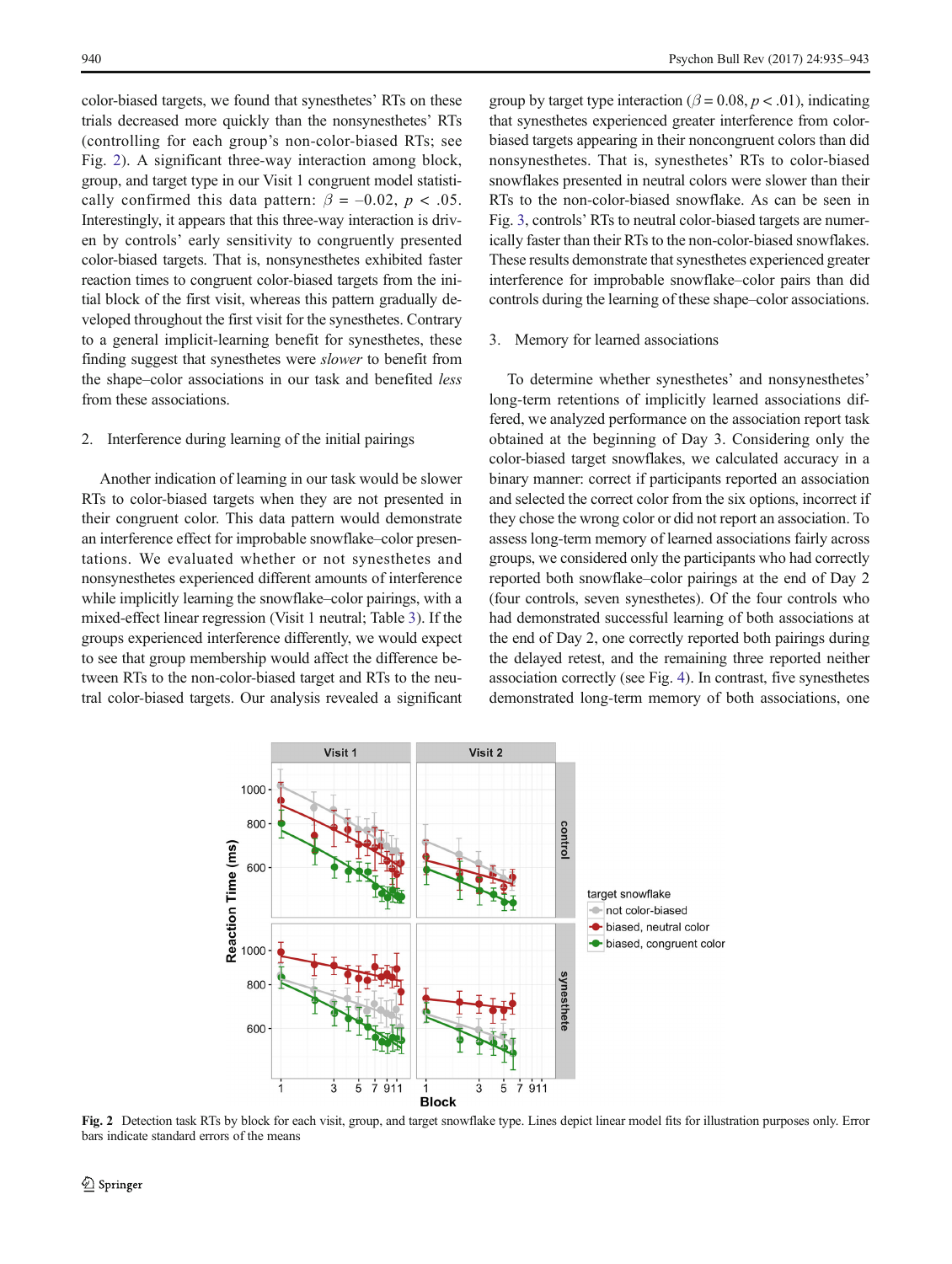color-biased targets, we found that synesthetes' RTs on these trials decreased more quickly than the nonsynesthetes' RTs (controlling for each group's non-color-biased RTs; see Fig. 2). A significant three-way interaction among block, group, and target type in our Visit 1 congruent model statistically confirmed this data pattern: $\beta = -0.02$, $p < .05$. Interestingly, it appears that this three-way interaction is driven by controls' early sensitivity to congruently presented color-biased targets. That is, nonsynesthetes exhibited faster reaction times to congruent color-biased targets from the initial block of the first visit, whereas this pattern gradually developed throughout the first visit for the synesthetes. Contrary to a general implicit-learning benefit for synesthetes, these finding suggest that synesthetes were *slower* to benefit from the shape–color associations in our task and benefited *less* from these associations.

2. Interference during learning of the initial pairings

Another indication of learning in our task would be slower RTs to color-biased targets when they are not presented in their congruent color. This data pattern would demonstrate an interference effect for improbable snowflake–color presentations. We evaluated whether or not synesthetes and nonsynesthetes experienced different amounts of interference while implicitly learning the snowflake–color pairings, with a mixed-effect linear regression (Visit 1 neutral; Table 3). If the groups experienced interference differently, we would expect to see that group membership would affect the difference between RTs to the non-color-biased target and RTs to the neutral color-biased targets. Our analysis revealed a significant group by target type interaction ($\beta = 0.08$, $p < .01$), indicating that synesthetes experienced greater interference from color-biased targets appearing in their noncongruent colors than did nonsynesthetes. That is, synesthetes' RTs to color-biased snowflakes presented in neutral colors were slower than their RTs to the non-color-biased snowflake. As can be seen in Fig. 3, controls' RTs to neutral color-biased targets are numerically faster than their RTs to the non-color-biased snowflakes. These results demonstrate that synesthetes experienced greater interference for improbable snowflake–color pairs than did controls during the learning of these shape–color associations.

3. Memory for learned associations

To determine whether synesthetes' and nonsynesthetes' long-term retentions of implicitly learned associations differed, we analyzed performance on the association report task obtained at the beginning of Day 3. Considering only the color-biased target snowflakes, we calculated accuracy in a binary manner: correct if participants reported an association and selected the correct color from the six options, incorrect if they chose the wrong color or did not report an association. To assess long-term memory of learned associations fairly across groups, we considered only the participants who had correctly reported both snowflake–color pairings at the end of Day 2 (four controls, seven synesthetes). Of the four controls who had demonstrated successful learning of both associations at the end of Day 2, one correctly reported both pairings during the delayed retest, and the remaining three reported neither association correctly (see Fig. 4). In contrast, five synesthetes demonstrated long-term memory of both associations, one

**Fig. 2** Detection task RTs by block for each visit, group, and target snowflake type. Lines depict linear model fits for illustration purposes only. Error bars indicate standard errors of the means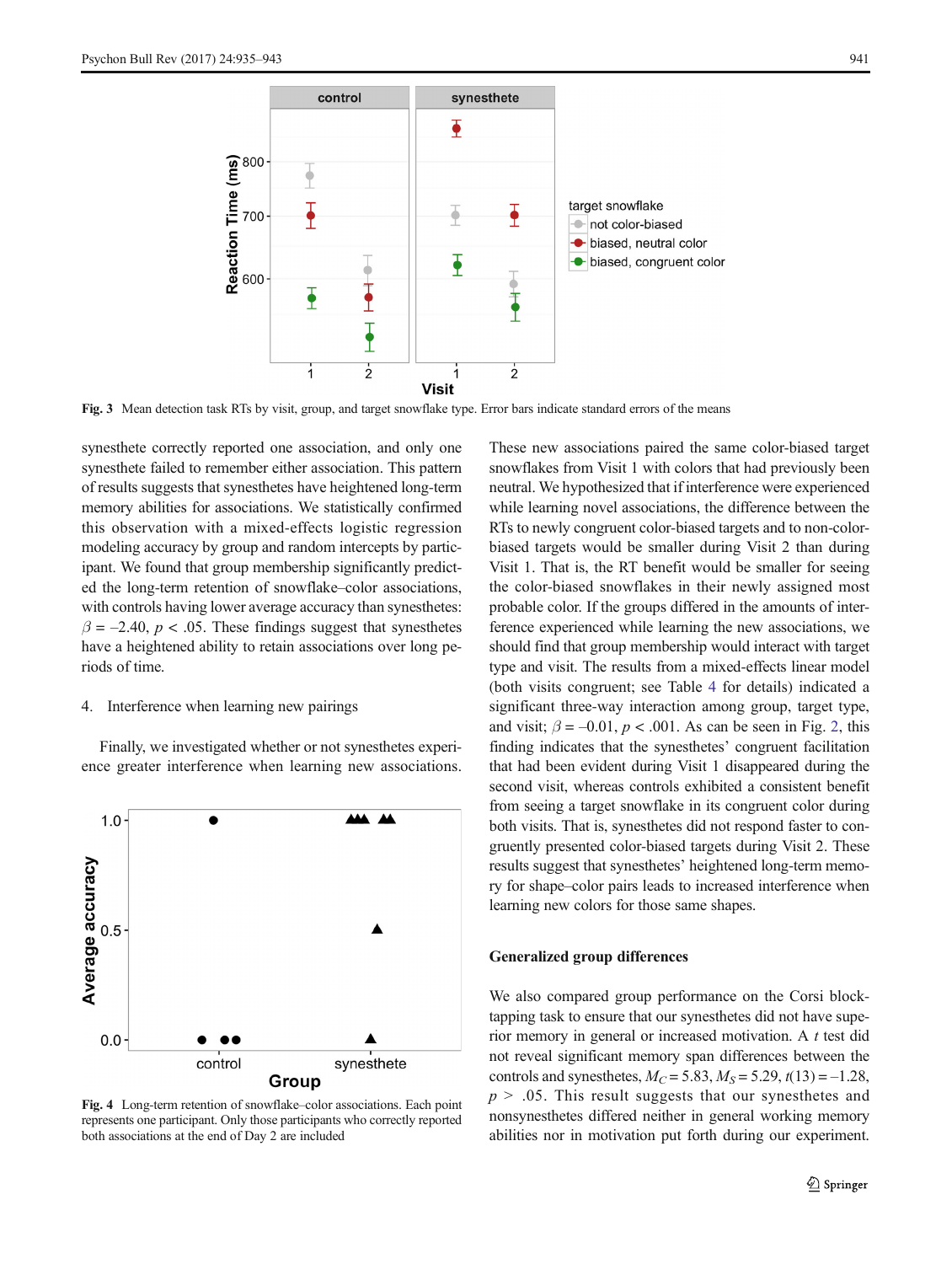Fig. 3 Mean detection task RTs by visit, group, and target snowflake type. Error bars indicate standard errors of the means

synesthete correctly reported one association, and only one synesthete failed to remember either association. This pattern of results suggests that synesthetes have heightened long-term memory abilities for associations. We statistically confirmed this observation with a mixed-effects logistic regression modeling accuracy by group and random intercepts by participant. We found that group membership significantly predicted the long-term retention of snowflake–color associations, with controls having lower average accuracy than synesthetes: $\beta = -2.40$, $p < .05$. These findings suggest that synesthetes have a heightened ability to retain associations over long periods of time.

4. Interference when learning new pairings

Finally, we investigated whether or not synesthetes experience greater interference when learning new associations.

Fig. 4 Long-term retention of snowflake–color associations. Each point represents one participant. Only those participants who correctly reported both associations at the end of Day 2 are included

These new associations paired the same color-biased target snowflakes from Visit 1 with colors that had previously been neutral. We hypothesized that if interference were experienced while learning novel associations, the difference between the RTs to newly congruent color-biased targets and to non-color-biased targets would be smaller during Visit 2 than during Visit 1. That is, the RT benefit would be smaller for seeing the color-biased snowflakes in their newly assigned most probable color. If the groups differed in the amounts of interference experienced while learning the new associations, we should find that group membership would interact with target type and visit. The results from a mixed-effects linear model (both visits congruent; see Table 4 for details) indicated a significant three-way interaction among group, target type, and visit; $\beta = -0.01$, $p < .001$. As can be seen in Fig. 2, this finding indicates that the synesthetes' congruent facilitation that had been evident during Visit 1 disappeared during the second visit, whereas controls exhibited a consistent benefit from seeing a target snowflake in its congruent color during both visits. That is, synesthetes did not respond faster to congruently presented color-biased targets during Visit 2. These results suggest that synesthetes' heightened long-term memory for shape–color pairs leads to increased interference when learning new colors for those same shapes.

### Generalized group differences

We also compared group performance on the Corsi block-tapping task to ensure that our synesthetes did not have superior memory in general or increased motivation. A $t$ test did not reveal significant memory span differences between the controls and synesthetes, $M_C = 5.83$, $M_S = 5.29$, $t(13) = -1.28$, $p > .05$. This result suggests that our synesthetes and nonsynesthetes differed neither in general working memory abilities nor in motivation put forth during our experiment.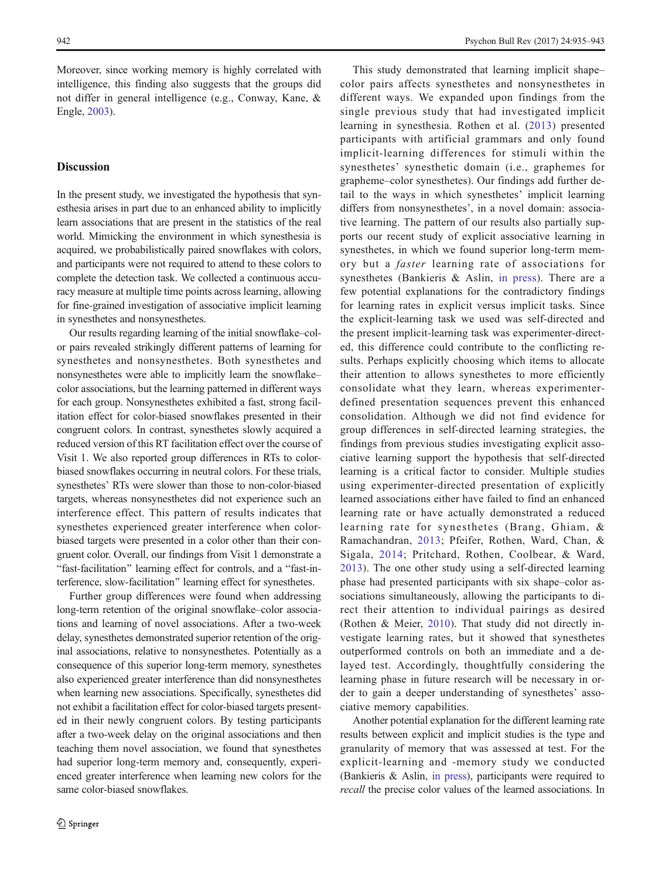Moreover, since working memory is highly correlated with intelligence, this finding also suggests that the groups did not differ in general intelligence (e.g., Conway, Kane, & Engle, 2003).

## Discussion

In the present study, we investigated the hypothesis that synesthesia arises in part due to an enhanced ability to implicitly learn associations that are present in the statistics of the real world. Mimicking the environment in which synesthesia is acquired, we probabilistically paired snowflakes with colors, and participants were not required to attend to these colors to complete the detection task. We collected a continuous accuracy measure at multiple time points across learning, allowing for fine-grained investigation of associative implicit learning in synesthetes and nonsynesthetes.

Our results regarding learning of the initial snowflake–color pairs revealed strikingly different patterns of learning for synesthetes and nonsynesthetes. Both synesthetes and nonsynesthetes were able to implicitly learn the snowflake–color associations, but the learning patterned in different ways for each group. Nonsynesthetes exhibited a fast, strong facilitation effect for color-biased snowflakes presented in their congruent colors. In contrast, synesthetes slowly acquired a reduced version of this RT facilitation effect over the course of Visit 1. We also reported group differences in RTs to color-biased snowflakes occurring in neutral colors. For these trials, synesthetes' RTs were slower than those to non-color-biased targets, whereas nonsynesthetes did not experience such an interference effect. This pattern of results indicates that synesthetes experienced greater interference when color-biased targets were presented in a color other than their congruent color. Overall, our findings from Visit 1 demonstrate a "fast-facilitation" learning effect for controls, and a "fast-interference, slow-facilitation" learning effect for synesthetes.

Further group differences were found when addressing long-term retention of the original snowflake–color associations and learning of novel associations. After a two-week delay, synesthetes demonstrated superior retention of the original associations, relative to nonsynesthetes. Potentially as a consequence of this superior long-term memory, synesthetes also experienced greater interference than did nonsynesthetes when learning new associations. Specifically, synesthetes did not exhibit a facilitation effect for color-biased targets presented in their newly congruent colors. By testing participants after a two-week delay on the original associations and then teaching them novel association, we found that synesthetes had superior long-term memory and, consequently, experienced greater interference when learning new colors for the same color-biased snowflakes.

This study demonstrated that learning implicit shape–color pairs affects synesthetes and nonsynesthetes in different ways. We expanded upon findings from the single previous study that had investigated implicit learning in synesthesia. Rothen et al. (2013) presented participants with artificial grammars and only found implicit-learning differences for stimuli within the synesthetes' synesthetic domain (i.e., graphemes for grapheme–color synesthetes). Our findings add further detail to the ways in which synesthetes' implicit learning differs from nonsynesthetes', in a novel domain: associative learning. The pattern of our results also partially supports our recent study of explicit associative learning in synesthetes, in which we found superior long-term memory but a *faster* learning rate of associations for synesthetes (Bankieris & Aslin, in press). There are a few potential explanations for the contradictory findings for learning rates in explicit versus implicit tasks. Since the explicit-learning task we used was self-directed and the present implicit-learning task was experimenter-directed, this difference could contribute to the conflicting results. Perhaps explicitly choosing which items to allocate their attention to allows synesthetes to more efficiently consolidate what they learn, whereas experimenter-defined presentation sequences prevent this enhanced consolidation. Although we did not find evidence for group differences in self-directed learning strategies, the findings from previous studies investigating explicit associative learning support the hypothesis that self-directed learning is a critical factor to consider. Multiple studies using experimenter-directed presentation of explicitly learned associations either have failed to find an enhanced learning rate or have actually demonstrated a reduced learning rate for synesthetes (Brang, Ghiam, & Ramachandran, 2013; Pfeifer, Rothen, Ward, Chan, & Sigala, 2014; Pritchard, Rothen, Coolbear, & Ward, 2013). The one other study using a self-directed learning phase had presented participants with six shape–color associations simultaneously, allowing the participants to direct their attention to individual pairings as desired (Rothen & Meier, 2010). That study did not directly investigate learning rates, but it showed that synesthetes outperformed controls on both an immediate and a delayed test. Accordingly, thoughtfully considering the learning phase in future research will be necessary in order to gain a deeper understanding of synesthetes' associative memory capabilities.

Another potential explanation for the different learning rate results between explicit and implicit studies is the type and granularity of memory that was assessed at test. For the explicit-learning and -memory study we conducted (Bankieris & Aslin, in press), participants were required to *recall* the precise color values of the learned associations. In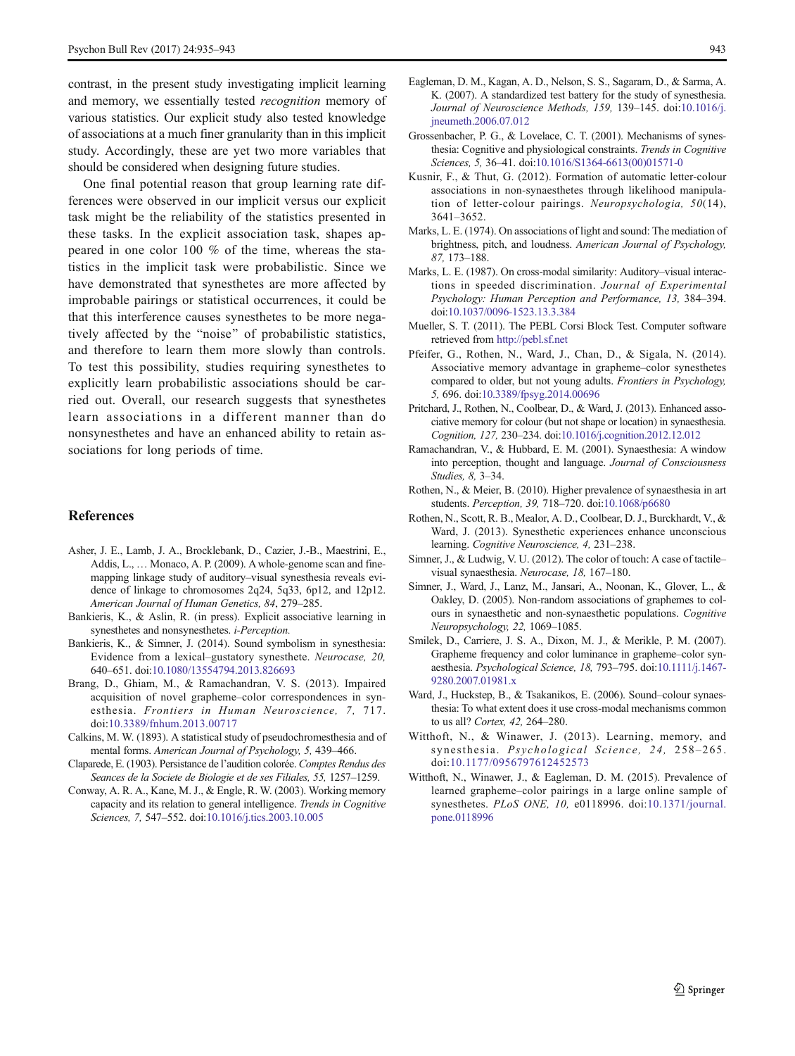contrast, in the present study investigating implicit learning and memory, we essentially tested *recognition* memory of various statistics. Our explicit study also tested knowledge of associations at a much finer granularity than in this implicit study. Accordingly, these are yet two more variables that should be considered when designing future studies.

One final potential reason that group learning rate differences were observed in our implicit versus our explicit task might be the reliability of the statistics presented in these tasks. In the explicit association task, shapes appeared in one color 100 % of the time, whereas the statistics in the implicit task were probabilistic. Since we have demonstrated that synesthetes are more affected by improbable pairings or statistical occurrences, it could be that this interference causes synesthetes to be more negatively affected by the "noise" of probabilistic statistics, and therefore to learn them more slowly than controls. To test this possibility, studies requiring synesthetes to explicitly learn probabilistic associations should be carried out. Overall, our research suggests that synesthetes learn associations in a different manner than do nonsynesthetes and have an enhanced ability to retain associations for long periods of time.

## References

Asher, J. E., Lamb, J. A., Brocklebank, D., Cazier, J.-B., Maestrini, E., Addis, L., … Monaco, A. P. (2009). A whole-genome scan and fine-mapping linkage study of auditory–visual synesthesia reveals evidence of linkage to chromosomes 2q24, 5q33, 6p12, and 12p12. *American Journal of Human Genetics, 84*, 279–285.

Bankieris, K., & Aslin, R. (in press). Explicit associative learning in synesthetes and nonsynesthetes. *i-Perception.*

Bankieris, K., & Simner, J. (2014). Sound symbolism in synesthesia: Evidence from a lexical–gustatory synesthete. *Neurocase, 20,* 640–651. doi:10.1080/13554794.2013.826693

Brang, D., Ghiam, M., & Ramachandran, V. S. (2013). Impaired acquisition of novel grapheme–color correspondences in synesthesia. *Frontiers in Human Neuroscience, 7,* 717. doi:10.3389/fnhum.2013.00717

Calkins, M. W. (1893). A statistical study of pseudochromesthesia and of mental forms. *American Journal of Psychology, 5,* 439–466.

Claparede, E. (1903). Persistance de l'audition colorée. *Comptes Rendus des Seances de la Societe de Biologie et de ses Filiales, 55,* 1257–1259.

Conway, A. R. A., Kane, M. J., & Engle, R. W. (2003). Working memory capacity and its relation to general intelligence. *Trends in Cognitive Sciences, 7,* 547–552. doi:10.1016/j.tics.2003.10.005

Eagleman, D. M., Kagan, A. D., Nelson, S. S., Sagaram, D., & Sarma, A. K. (2007). A standardized test battery for the study of synesthesia. *Journal of Neuroscience Methods, 159,* 139–145. doi:10.1016/j.jneumeth.2006.07.012

Grossenbacher, P. G., & Lovelace, C. T. (2001). Mechanisms of synesthesia: Cognitive and physiological constraints. *Trends in Cognitive Sciences, 5,* 36–41. doi:10.1016/S1364-6613(00)01571-0

Kusnir, F., & Thut, G. (2012). Formation of automatic letter-colour associations in non-synaesthetes through likelihood manipulation of letter-colour pairings. *Neuropsychologia, 50*(14), 3641–3652.

Marks, L. E. (1974). On associations of light and sound: The mediation of brightness, pitch, and loudness. *American Journal of Psychology, 87,* 173–188.

Marks, L. E. (1987). On cross-modal similarity: Auditory–visual interactions in speeded discrimination. *Journal of Experimental Psychology: Human Perception and Performance, 13,* 384–394. doi:10.1037/0096-1523.13.3.384

Mueller, S. T. (2011). The PEBL Corsi Block Test. Computer software retrieved from http://pebl.sf.net

Pfeifer, G., Rothen, N., Ward, J., Chan, D., & Sigala, N. (2014). Associative memory advantage in grapheme–color synesthetes compared to older, but not young adults. *Frontiers in Psychology, 5,* 696. doi:10.3389/fpsyg.2014.00696

Pritchard, J., Rothen, N., Coolbear, D., & Ward, J. (2013). Enhanced associative memory for colour (but not shape or location) in synaesthesia. *Cognition, 127,* 230–234. doi:10.1016/j.cognition.2012.12.012

Ramachandran, V., & Hubbard, E. M. (2001). Synaesthesia: A window into perception, thought and language. *Journal of Consciousness Studies, 8,* 3–34.

Rothen, N., & Meier, B. (2010). Higher prevalence of synaesthesia in art students. *Perception, 39,* 718–720. doi:10.1068/p6680

Rothen, N., Scott, R. B., Mealor, A. D., Coolbear, D. J., Burckhardt, V., & Ward, J. (2013). Synesthetic experiences enhance unconscious learning. *Cognitive Neuroscience, 4,* 231–238.

Simner, J., & Ludwig, V. U. (2012). The color of touch: A case of tactile–visual synaesthesia. *Neurocase, 18,* 167–180.

Simner, J., Ward, J., Lanz, M., Jansari, A., Noonan, K., Glover, L., & Oakley, D. (2005). Non-random associations of graphemes to colours in synaesthetic and non-synaesthetic populations. *Cognitive Neuropsychology, 22,* 1069–1085.

Smilek, D., Carriere, J. S. A., Dixon, M. J., & Merikle, P. M. (2007). Grapheme frequency and color luminance in grapheme–color synaesthesia. *Psychological Science, 18,* 793–795. doi:10.1111/j.1467-9280.2007.01981.x

Ward, J., Huckstep, B., & Tsakanikos, E. (2006). Sound–colour synaesthesia: To what extent does it use cross-modal mechanisms common to us all? *Cortex, 42,* 264–280.

Witthoft, N., & Winawer, J. (2013). Learning, memory, and synesthesia. *Psychological Science, 24,* 258–265. doi:10.1177/0956797612452573

Witthoft, N., Winawer, J., & Eagleman, D. M. (2015). Prevalence of learned grapheme–color pairings in a large online sample of synesthetes. *PLoS ONE, 10,* e0118996. doi:10.1371/journal.pone.0118996